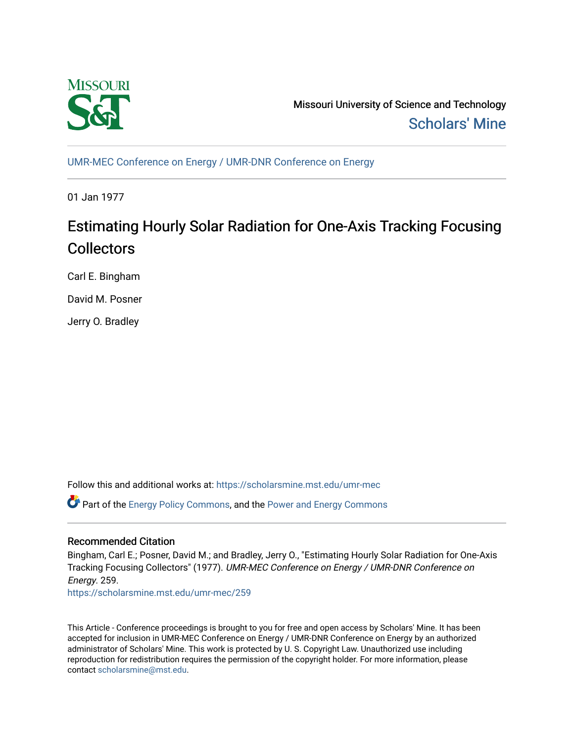Missouri University of Science and Technology

Scholars' Mine

UMR-MEC Conference on Energy / UMR-DNR Conference on Energy

01 Jan 1977

# Estimating Hourly Solar Radiation for One-Axis Tracking Focusing Collectors

Carl E. Bingham

David M. Posner

Jerry O. Bradley

Follow this and additional works at: https://scholarsmine.mst.edu/umr-mec

Part of the Energy Policy Commons, and the Power and Energy Commons

## Recommended Citation

Bingham, Carl E.; Posner, David M.; and Bradley, Jerry O., "Estimating Hourly Solar Radiation for One-Axis Tracking Focusing Collectors" (1977). *UMR-MEC Conference on Energy / UMR-DNR Conference on Energy*. 259.

https://scholarsmine.mst.edu/umr-mec/259

This Article - Conference proceedings is brought to you for free and open access by Scholars' Mine. It has been accepted for inclusion in UMR-MEC Conference on Energy / UMR-DNR Conference on Energy by an authorized administrator of Scholars' Mine. This work is protected by U. S. Copyright Law. Unauthorized use including reproduction for redistribution requires the permission of the copyright holder. For more information, please contact scholarsmine@mst.edu.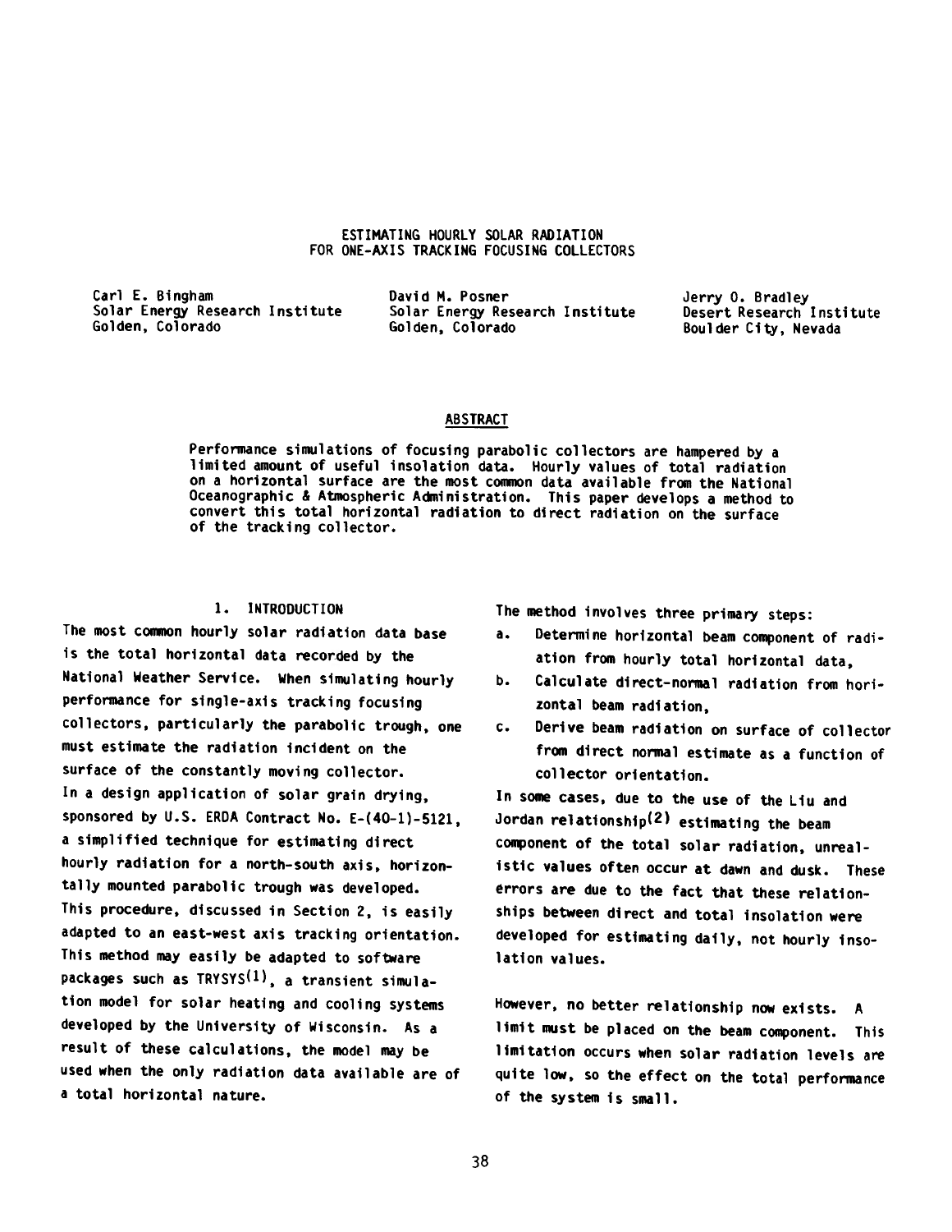# ESTIMATING HOURLY SOLAR RADIATION FOR ONE-AXIS TRACKING FOCUSING COLLECTORS

Carl E. Bingham
Solar Energy Research Institute
Golden, Colorado

David M. Posner
Solar Energy Research Institute
Golden, Colorado

Jerry O. Bradley
Desert Research Institute
Boulder City, Nevada

## ABSTRACT

Performance simulations of focusing parabolic collectors are hampered by a limited amount of useful insolation data. Hourly values of total radiation on a horizontal surface are the most common data available from the National Oceanographic & Atmospheric Administration. This paper develops a method to convert this total horizontal radiation to direct radiation on the surface of the tracking collector.

## 1. INTRODUCTION

The most common hourly solar radiation data base is the total horizontal data recorded by the National Weather Service. When simulating hourly performance for single-axis tracking focusing collectors, particularly the parabolic trough, one must estimate the radiation incident on the surface of the constantly moving collector.

In a design application of solar grain drying, sponsored by U.S. ERDA Contract No. E-(40-1)-5121, a simplified technique for estimating direct hourly radiation for a north-south axis, horizontally mounted parabolic trough was developed. This procedure, discussed in Section 2, is easily adapted to an east-west axis tracking orientation. This method may easily be adapted to software packages such as TRYSYS[1], a transient simulation model for solar heating and cooling systems developed by the University of Wisconsin. As a result of these calculations, the model may be used when the only radiation data available are of a total horizontal nature.

The method involves three primary steps:

a. Determine horizontal beam component of radiation from hourly total horizontal data,
b. Calculate direct-normal radiation from horizontal beam radiation,
c. Derive beam radiation on surface of collector from direct normal estimate as a function of collector orientation.

In some cases, due to the use of the Liu and Jordan relationship[2] estimating the beam component of the total solar radiation, unrealistic values often occur at dawn and dusk. These errors are due to the fact that these relationships between direct and total insolation were developed for estimating daily, not hourly insolation values.

However, no better relationship now exists. A limit must be placed on the beam component. This limitation occurs when solar radiation levels are quite low, so the effect on the total performance of the system is small.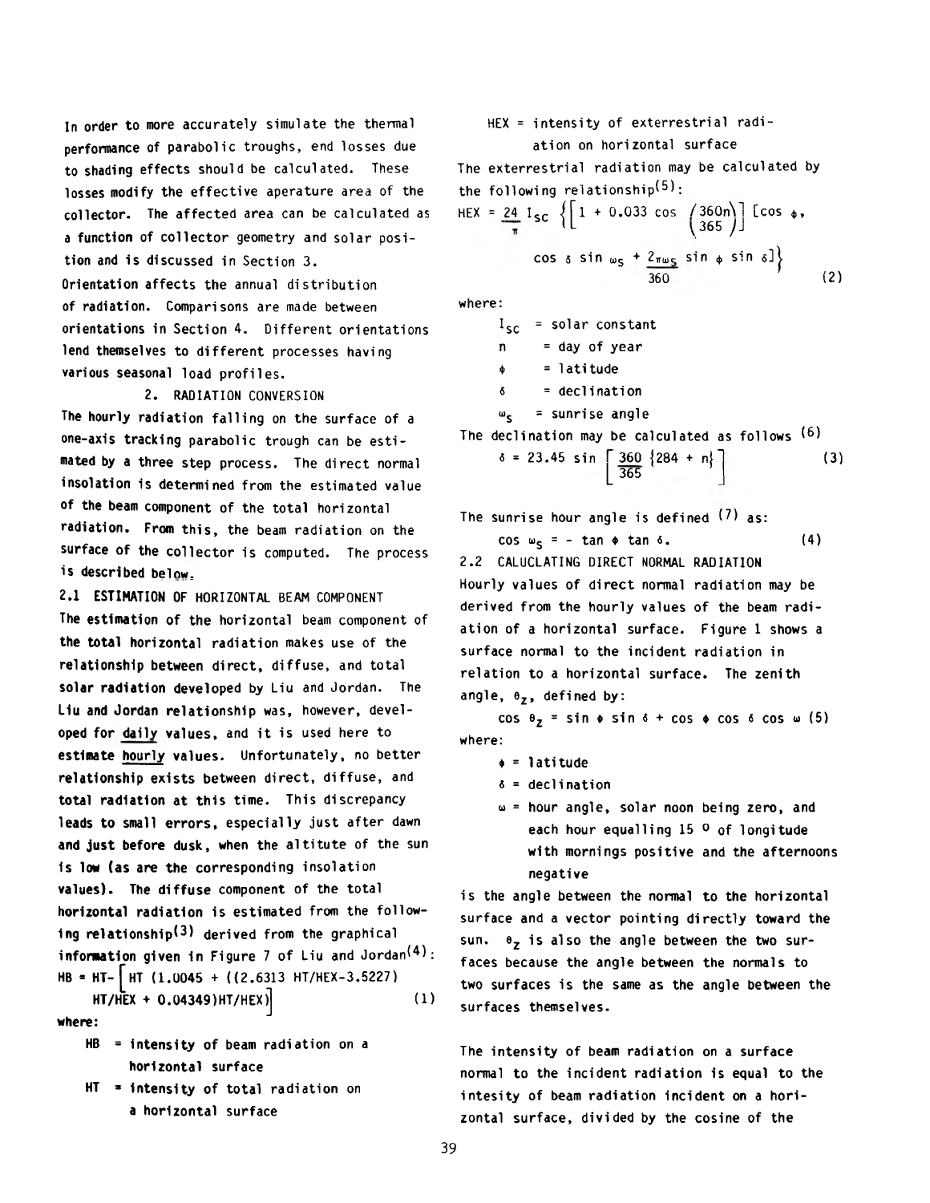In order to more accurately simulate the thermal performance of parabolic troughs, end losses due to shading effects should be calculated. These losses modify the effective aperature area of the collector. The affected area can be calculated as a function of collector geometry and solar position and is discussed in Section 3.

Orientation affects the annual distribution of radiation. Comparisons are made between orientations in Section 4. Different orientations lend themselves to different processes having various seasonal load profiles.

## 2. RADIATION CONVERSION

The hourly radiation falling on the surface of a one-axis tracking parabolic trough can be estimated by a three step process. The direct normal insolation is determined from the estimated value of the beam component of the total horizontal radiation. From this, the beam radiation on the surface of the collector is computed. The process is described below.

### 2.1 ESTIMATION OF HORIZONTAL BEAM COMPONENT

The estimation of the horizontal beam component of the total horizontal radiation makes use of the relationship between direct, diffuse, and total solar radiation developed by Liu and Jordan. The Liu and Jordan relationship was, however, developed for <u>daily</u> values, and it is used here to estimate <u>hourly</u> values. Unfortunately, no better relationship exists between direct, diffuse, and total radiation at this time. This discrepancy leads to small errors, especially just after dawn and just before dusk, when the altitute of the sun is low (as are the corresponding insolation values). The diffuse component of the total horizontal radiation is estimated from the following relationship[3] derived from the graphical information given in Figure 7 of Liu and Jordan[4]:

$$HB = HT - \left[ HT\,(1.0045 + ((2.6313\,HT/HEX - 3.5227)\,HT/HEX + 0.04349)HT/HEX) \right] \qquad (1)$$

where:

- $HB$ = intensity of beam radiation on a horizontal surface
- $HT$ = intensity of total radiation on a horizontal surface
- $HEX$ = intensity of exterrestrial radiation on horizontal surface

The exterrestrial radiation may be calculated by the following relationship[5]:

$$HEX = \frac{24}{\pi} I_{SC} \left\{ \left[ 1 + 0.033 \cos\left(\frac{360n}{365}\right) \right] \left[ \cos\phi \cdot \cos\delta \sin\omega_S + \frac{2\pi\omega_S}{360} \sin\phi \sin\delta \right] \right\} \qquad (2)$$

where:

- $I_{SC}$ = solar constant
- $n$ = day of year
- $\phi$ = latitude
- $\delta$ = declination
- $\omega_S$ = sunrise angle

The declination may be calculated as follows [6]

$$\delta = 23.45 \sin\left[ \frac{360}{365} \{284 + n\} \right] \qquad (3)$$

The sunrise hour angle is defined [7] as:

$$\cos\omega_S = -\tan\phi \tan\delta. \qquad (4)$$

### 2.2 CALUCLATING DIRECT NORMAL RADIATION

Hourly values of direct normal radiation may be derived from the hourly values of the beam radiation of a horizontal surface. Figure 1 shows a surface normal to the incident radiation in relation to a horizontal surface. The zenith angle, $\theta_z$, defined by:

$$\cos\theta_z = \sin\phi \sin\delta + \cos\phi \cos\delta \cos\omega \qquad (5)$$

where:

- $\phi$ = latitude
- $\delta$ = declination
- $\omega$ = hour angle, solar noon being zero, and each hour equalling 15 ° of longitude with mornings positive and the afternoons negative

is the angle between the normal to the horizontal surface and a vector pointing directly toward the sun. $\theta_z$ is also the angle between the two surfaces because the angle between the normals to two surfaces is the same as the angle between the surfaces themselves.

The intensity of beam radiation on a surface normal to the incident radiation is equal to the intesity of beam radiation incident on a horizontal surface, divided by the cosine of the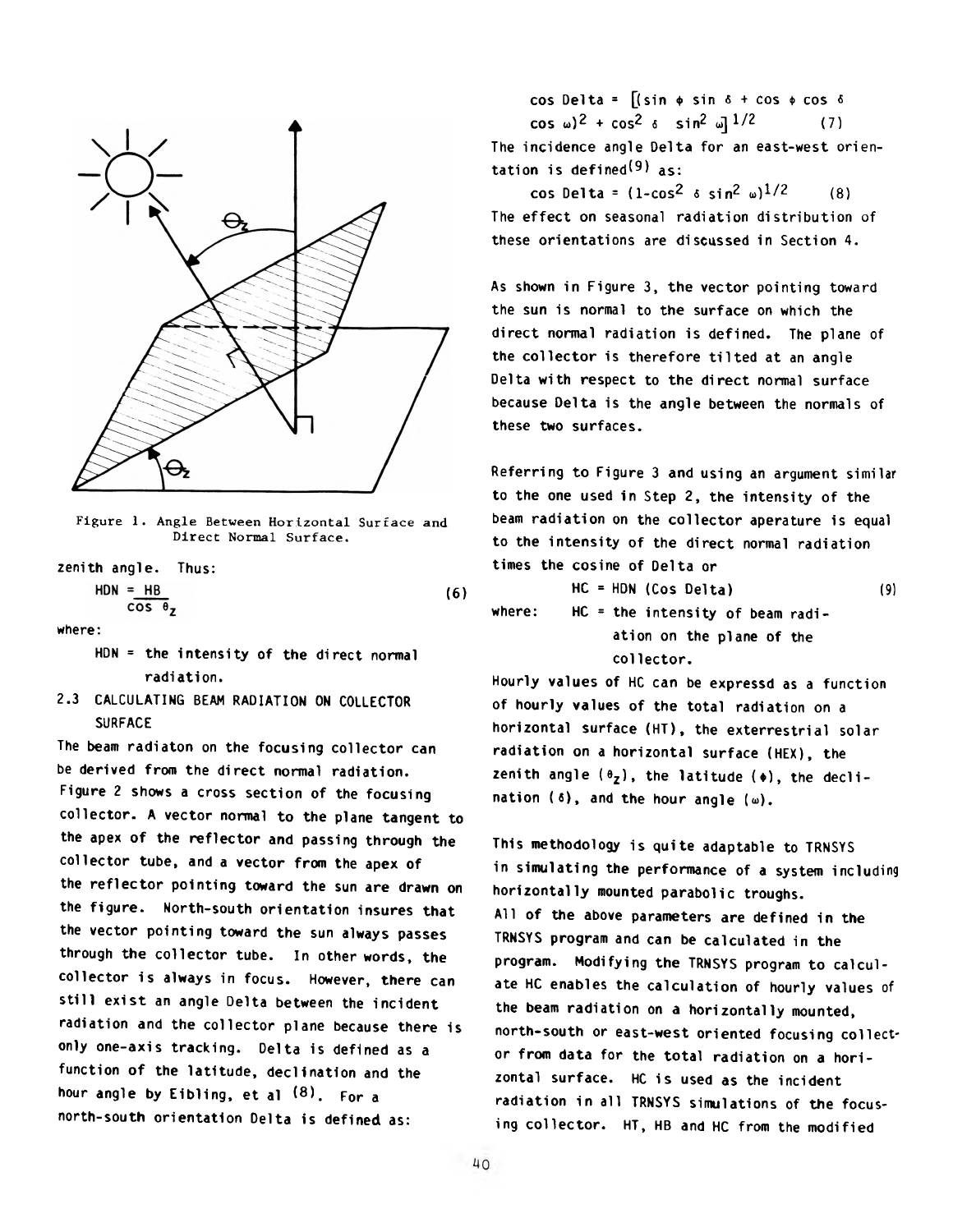Figure 1. Angle Between Horizontal Surface and Direct Normal Surface.

zenith angle. Thus:

$$HDN = \frac{HB}{\cos \theta_z} \qquad (6)$$

where:

HDN = the intensity of the direct normal radiation.

### 2.3 CALCULATING BEAM RADIATION ON COLLECTOR SURFACE

The beam radiaton on the focusing collector can be derived from the direct normal radiation. Figure 2 shows a cross section of the focusing collector. A vector normal to the plane tangent to the apex of the reflector and passing through the collector tube, and a vector from the apex of the reflector pointing toward the sun are drawn on the figure. North-south orientation insures that the vector pointing toward the sun always passes through the collector tube. In other words, the collector is always in focus. However, there can still exist an angle Delta between the incident radiation and the collector plane because there is only one-axis tracking. Delta is defined as a function of the latitude, declination and the hour angle by Eibling, et al [8]. For a north-south orientation Delta is defined as:

$$\cos \text{Delta} = \left[(\sin \phi \sin \delta + \cos \phi \cos \delta \cos \omega)^2 + \cos^2 \delta \sin^2 \omega\right]^{1/2} \qquad (7)$$

The incidence angle Delta for an east-west orientation is defined[9] as:

$$\cos \text{Delta} = (1 - \cos^2 \delta \sin^2 \omega)^{1/2} \qquad (8)$$

The effect on seasonal radiation distribution of these orientations are discussed in Section 4.

As shown in Figure 3, the vector pointing toward the sun is normal to the surface on which the direct normal radiation is defined. The plane of the collector is therefore tilted at an angle Delta with respect to the direct normal surface because Delta is the angle between the normals of these two surfaces.

Referring to Figure 3 and using an argument similar to the one used in Step 2, the intensity of the beam radiation on the collector aperature is equal to the intensity of the direct normal radiation times the cosine of Delta or

$$HC = HDN (\cos \text{Delta}) \qquad (9)$$

where: HC = the intensity of beam radiation on the plane of the collector.

Hourly values of HC can be expressd as a function of hourly values of the total radiation on a horizontal surface (HT), the exterrestrial solar radiation on a horizontal surface (HEX), the zenith angle ($\theta_z$), the latitude ($\phi$), the declination ($\delta$), and the hour angle ($\omega$).

This methodology is quite adaptable to TRNSYS in simulating the performance of a system including horizontally mounted parabolic troughs. All of the above parameters are defined in the TRNSYS program and can be calculated in the program. Modifying the TRNSYS program to calculate HC enables the calculation of hourly values of the beam radiation on a horizontally mounted, north-south or east-west oriented focusing collector from data for the total radiation on a horizontal surface. HC is used as the incident radiation in all TRNSYS simulations of the focusing collector. HT, HB and HC from the modified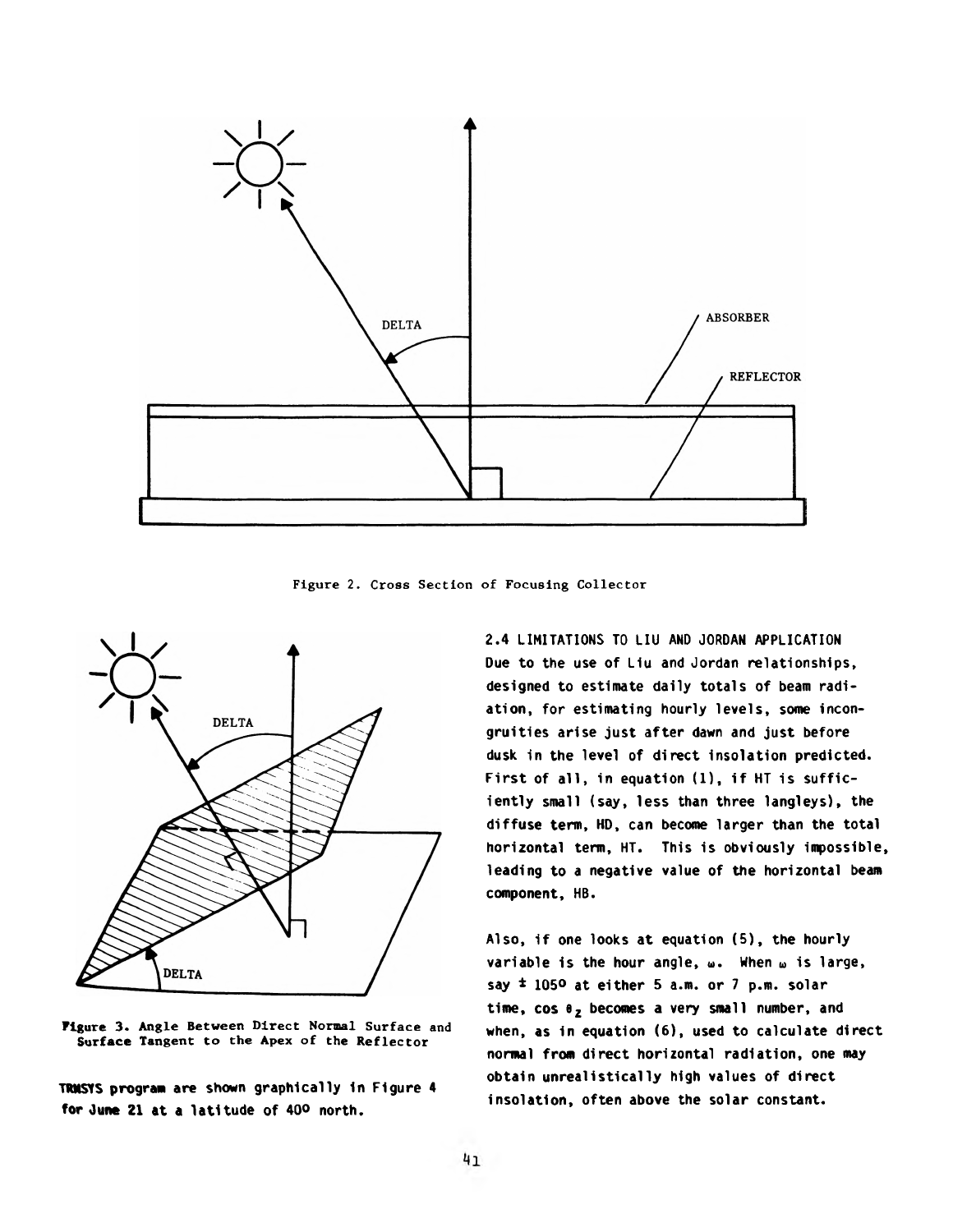Figure 2. Cross Section of Focusing Collector

Figure 3. Angle Between Direct Normal Surface and Surface Tangent to the Apex of the Reflector

**TRNSYS program are shown graphically in Figure 4 for June 21 at a latitude of 40° north.**

## 2.4 LIMITATIONS TO LIU AND JORDAN APPLICATION

Due to the use of Liu and Jordan relationships, designed to estimate daily totals of beam radiation, for estimating hourly levels, some incongruities arise just after dawn and just before dusk in the level of direct insolation predicted. First of all, in equation (1), if HT is sufficiently small (say, less than three langleys), the diffuse term, HD, can become larger than the total horizontal term, HT. This is obviously impossible, leading to a negative value of the horizontal beam component, HB.

Also, if one looks at equation (5), the hourly variable is the hour angle, $\omega$. When $\omega$ is large, say $\pm$ 105° at either 5 a.m. or 7 p.m. solar time, $\cos \theta_z$ becomes a very small number, and when, as in equation (6), used to calculate direct normal from direct horizontal radiation, one may obtain unrealistically high values of direct insolation, often above the solar constant.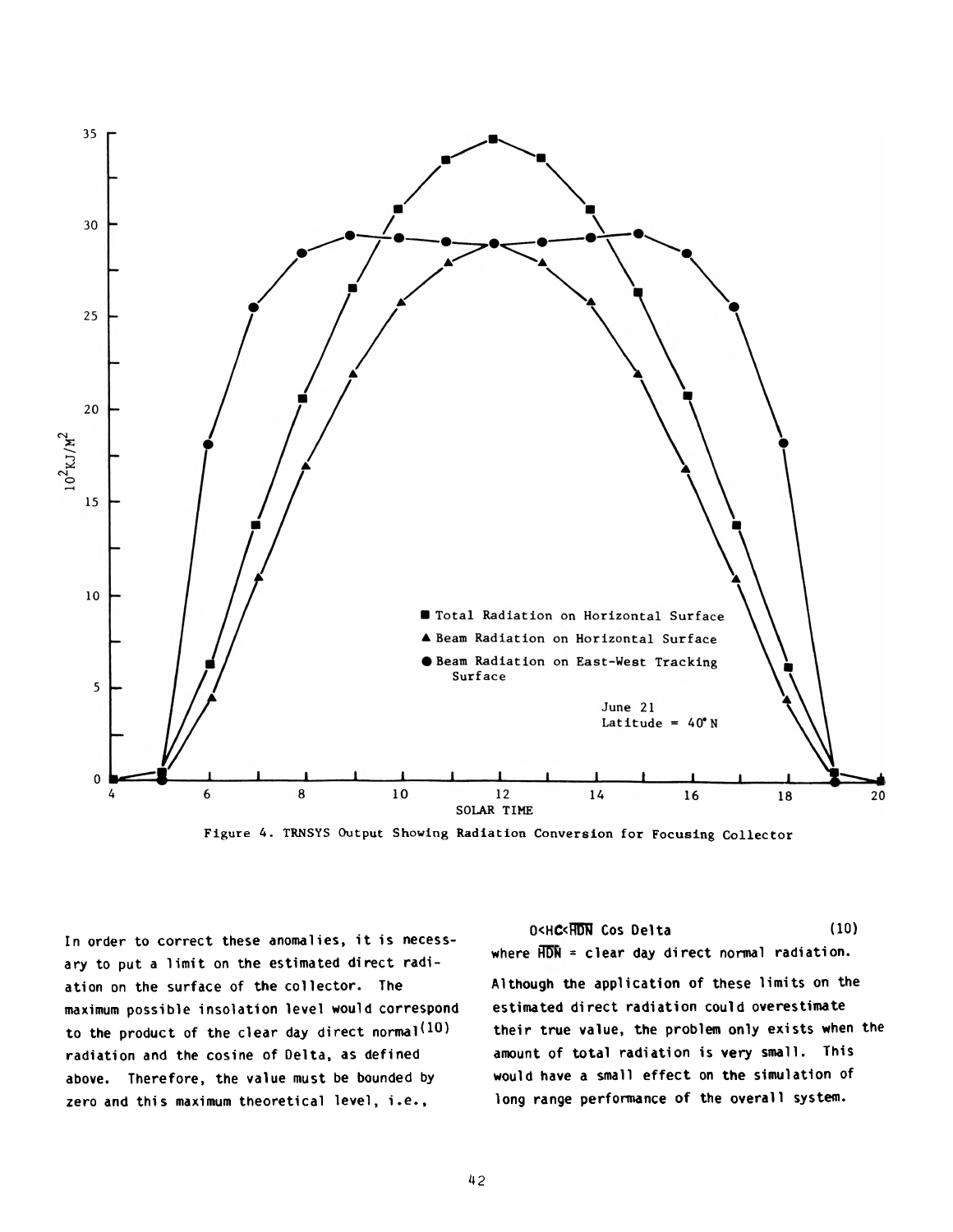Figure 4. TRNSYS Output Showing Radiation Conversion for Focusing Collector

In order to correct these anomalies, it is necessary to put a limit on the estimated direct radiation on the surface of the collector. The maximum possible insolation level would correspond to the product of the clear day direct normal[10] radiation and the cosine of Delta, as defined above. Therefore, the value must be bounded by zero and this maximum theoretical level, i.e.,

$$0 < HC < \overline{HDN} \text{ Cos Delta} \qquad (10)$$

where $\overline{HDN}$ = clear day direct normal radiation.

Although the application of these limits on the estimated direct radiation could overestimate their true value, the problem only exists when the amount of total radiation is very small. This would have a small effect on the simulation of long range performance of the overall system.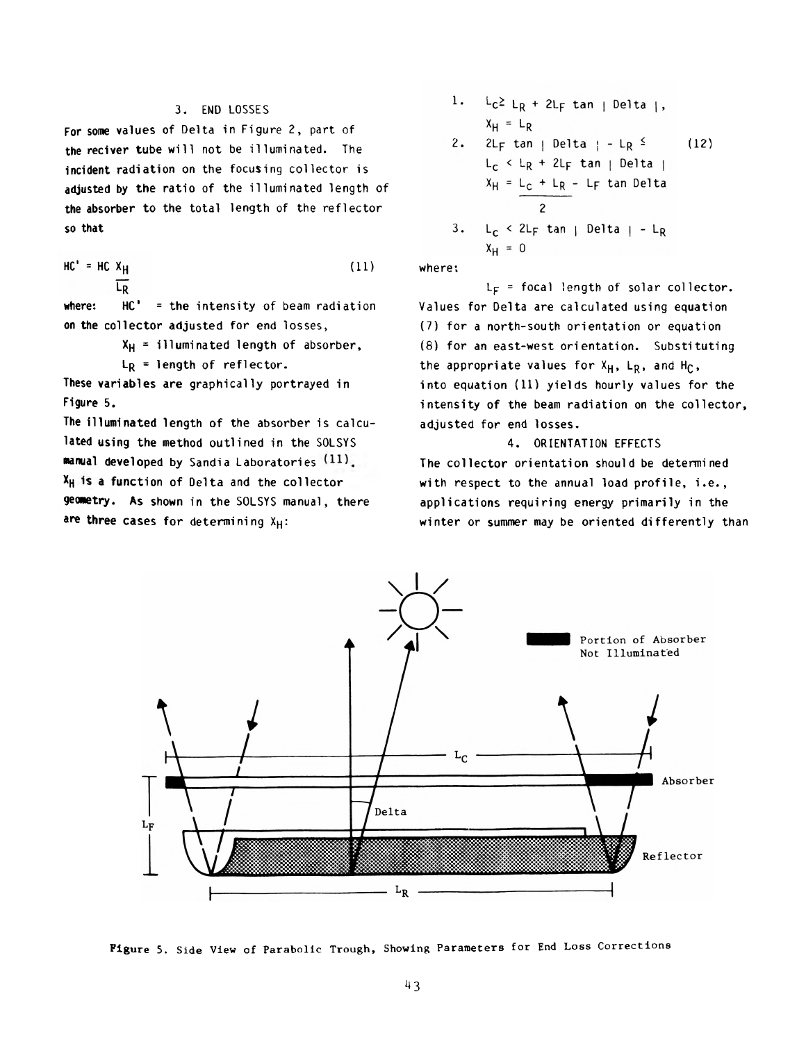### 3. END LOSSES

For some values of Delta in Figure 2, part of the reciver tube will not be illuminated. The incident radiation on the focusing collector is adjusted by the ratio of the illuminated length of the absorber to the total length of the reflector so that

$$HC' = HC \frac{X_H}{L_R} \tag{11}$$

where: $HC'$ = the intensity of beam radiation on the collector adjusted for end losses,

$X_H$ = illuminated length of absorber,

$L_R$ = length of reflector.

These variables are graphically portrayed in Figure 5.

The illuminated length of the absorber is calculated using the method outlined in the SOLSYS manual developed by Sandia Laboratories [11]. $X_H$ is a function of Delta and the collector geometry. As shown in the SOLSYS manual, there are three cases for determining $X_H$:

1. $L_C \geq L_R + 2L_F \tan|\text{Delta}|$,
   $X_H = L_R$
2. $2L_F \tan|\text{Delta}| - L_R \leq L_C < L_R + 2L_F \tan|\text{Delta}|$ (12)
   $X_H = \dfrac{L_C + L_R - L_F \tan \text{Delta}}{2}$
3. $L_C < 2L_F \tan|\text{Delta}| - L_R$
   $X_H = 0$

where:

$L_F$ = focal length of solar collector.

Values for Delta are calculated using equation (7) for a north-south orientation or equation (8) for an east-west orientation. Substituting the appropriate values for $X_H$, $L_R$, and $H_C$, into equation (11) yields hourly values for the intensity of the beam radiation on the collector, adjusted for end losses.

### 4. ORIENTATION EFFECTS

The collector orientation should be determined with respect to the annual load profile, i.e., applications requiring energy primarily in the winter or summer may be oriented differently than

Figure 5. Side View of Parabolic Trough, Showing Parameters for End Loss Corrections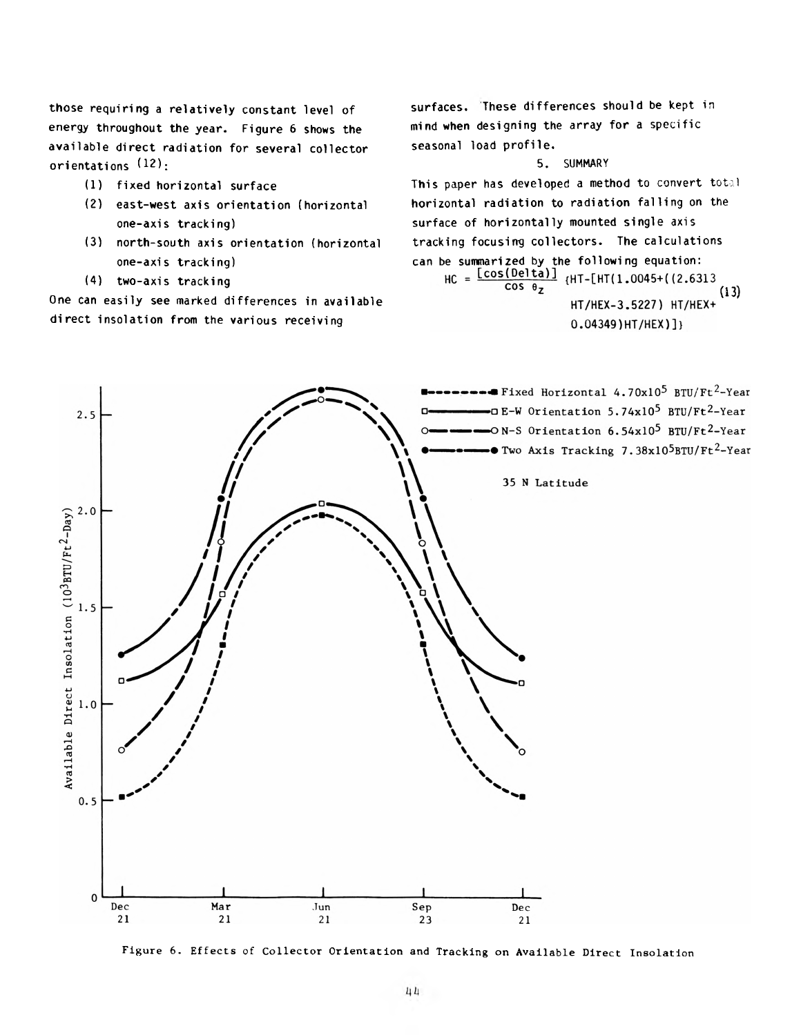those requiring a relatively constant level of energy throughout the year. Figure 6 shows the available direct radiation for several collector orientations [12]:

(1) fixed horizontal surface
(2) east-west axis orientation (horizontal one-axis tracking)
(3) north-south axis orientation (horizontal one-axis tracking)
(4) two-axis tracking

One can easily see marked differences in available direct insolation from the various receiving surfaces. These differences should be kept in mind when designing the array for a specific seasonal load profile.

## 5. SUMMARY

This paper has developed a method to convert total horizontal radiation to radiation falling on the surface of horizontally mounted single axis tracking focusing collectors. The calculations can be summarized by the following equation:

$$HC = \frac{[\cos(\text{Delta})]}{\cos \theta_z} \{HT-[HT(1.0045+((2.6313\ HT/HEX-3.5227)\ HT/HEX+0.04349)HT/HEX)]\} \quad (13)$$

Figure 6. Effects of Collector Orientation and Tracking on Available Direct Insolation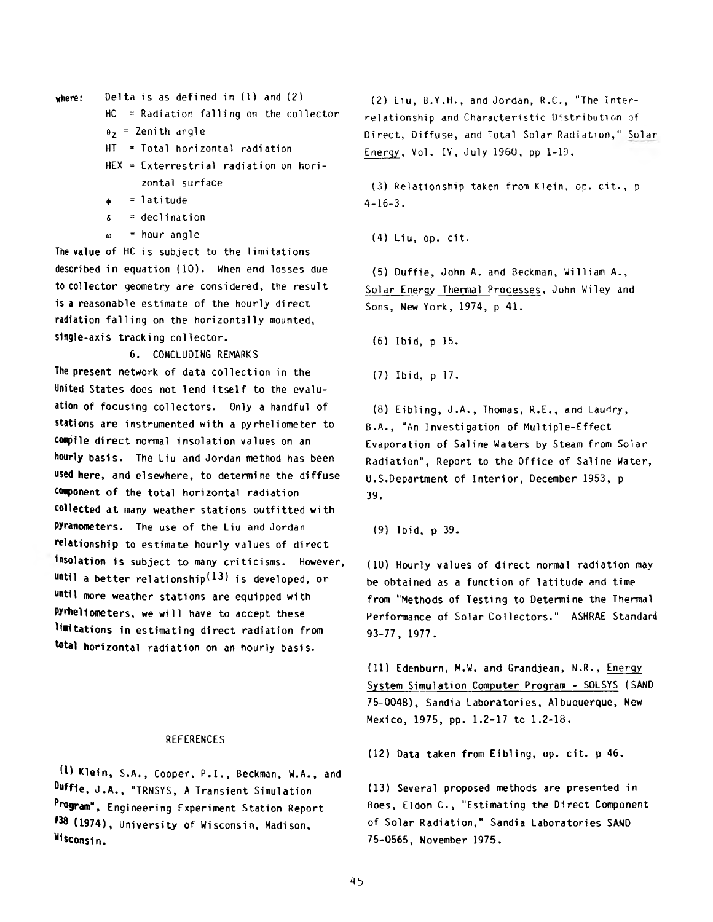where: Delta is as defined in (1) and (2)

- HC = Radiation falling on the collector
- $\theta_z$ = Zenith angle
- HT = Total horizontal radiation
- HEX = Exterrestrial radiation on horizontal surface
- $\phi$ = latitude
- $\delta$ = declination
- $\omega$ = hour angle

The value of HC is subject to the limitations described in equation (10). When end losses due to collector geometry are considered, the result is a reasonable estimate of the hourly direct radiation falling on the horizontally mounted, single-axis tracking collector.

## 6. CONCLUDING REMARKS

The present network of data collection in the United States does not lend itself to the evaluation of focusing collectors. Only a handful of stations are instrumented with a pyrheliometer to compile direct normal insolation values on an hourly basis. The Liu and Jordan method has been used here, and elsewhere, to determine the diffuse component of the total horizontal radiation collected at many weather stations outfitted with pyranometers. The use of the Liu and Jordan relationship to estimate hourly values of direct insolation is subject to many criticisms. However, until a better relationship(13) is developed, or until more weather stations are equipped with pyrheliometers, we will have to accept these limitations in estimating direct radiation from total horizontal radiation on an hourly basis.

## REFERENCES

(1) Klein, S.A., Cooper, P.I., Beckman, W.A., and Duffie, J.A., "TRNSYS, A Transient Simulation Program", Engineering Experiment Station Report #38 (1974), University of Wisconsin, Madison, Wisconsin.

(2) Liu, B.Y.H., and Jordan, R.C., "The Interrelationship and Characteristic Distribution of Direct, Diffuse, and Total Solar Radiation," Solar Energy, Vol. IV, July 1960, pp 1-19.

(3) Relationship taken from Klein, op. cit., p 4-16-3.

(4) Liu, op. cit.

(5) Duffie, John A. and Beckman, William A., Solar Energy Thermal Processes, John Wiley and Sons, New York, 1974, p 41.

(6) Ibid, p 15.

(7) Ibid, p 17.

(8) Eibling, J.A., Thomas, R.E., and Laudry, B.A., "An Investigation of Multiple-Effect Evaporation of Saline Waters by Steam from Solar Radiation", Report to the Office of Saline Water, U.S.Department of Interior, December 1953, p 39.

(9) Ibid, p 39.

(10) Hourly values of direct normal radiation may be obtained as a function of latitude and time from "Methods of Testing to Determine the Thermal Performance of Solar Collectors." ASHRAE Standard 93-77, 1977.

(11) Edenburn, M.W. and Grandjean, N.R., Energy System Simulation Computer Program - SOLSYS (SAND 75-0048), Sandia Laboratories, Albuquerque, New Mexico, 1975, pp. 1.2-17 to 1.2-18.

(12) Data taken from Eibling, op. cit. p 46.

(13) Several proposed methods are presented in Boes, Eldon C., "Estimating the Direct Component of Solar Radiation," Sandia Laboratories SAND 75-0565, November 1975.